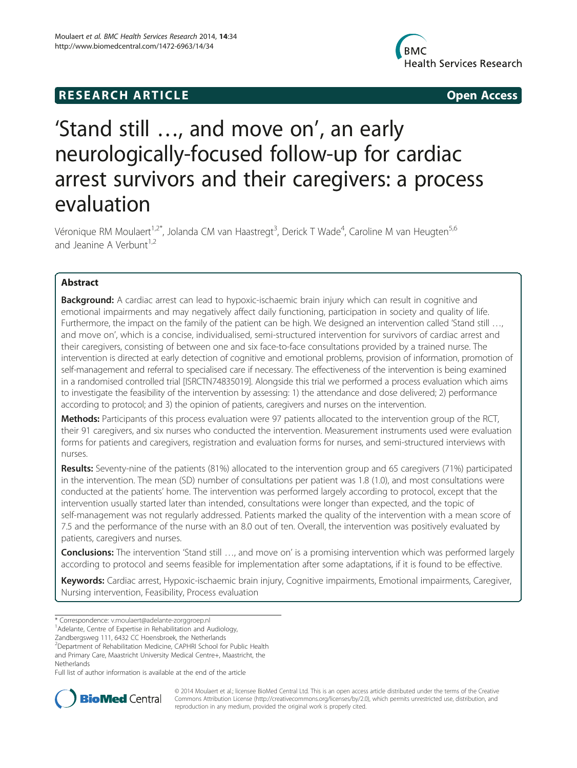**RESEARCH ARTICLE** **Open Access**

# 'Stand still …, and move on', an early neurologically-focused follow-up for cardiac arrest survivors and their caregivers: a process evaluation

Véronique RM Moulaert[1,2*], Jolanda CM van Haastregt[3], Derick T Wade[4], Caroline M van Heugten[5,6] and Jeanine A Verbunt[1,2]

## Abstract

**Background:** A cardiac arrest can lead to hypoxic-ischaemic brain injury which can result in cognitive and emotional impairments and may negatively affect daily functioning, participation in society and quality of life. Furthermore, the impact on the family of the patient can be high. We designed an intervention called 'Stand still …, and move on', which is a concise, individualised, semi-structured intervention for survivors of cardiac arrest and their caregivers, consisting of between one and six face-to-face consultations provided by a trained nurse. The intervention is directed at early detection of cognitive and emotional problems, provision of information, promotion of self-management and referral to specialised care if necessary. The effectiveness of the intervention is being examined in a randomised controlled trial [ISRCTN74835019]. Alongside this trial we performed a process evaluation which aims to investigate the feasibility of the intervention by assessing: 1) the attendance and dose delivered; 2) performance according to protocol; and 3) the opinion of patients, caregivers and nurses on the intervention.

**Methods:** Participants of this process evaluation were 97 patients allocated to the intervention group of the RCT, their 91 caregivers, and six nurses who conducted the intervention. Measurement instruments used were evaluation forms for patients and caregivers, registration and evaluation forms for nurses, and semi-structured interviews with nurses.

**Results:** Seventy-nine of the patients (81%) allocated to the intervention group and 65 caregivers (71%) participated in the intervention. The mean (SD) number of consultations per patient was 1.8 (1.0), and most consultations were conducted at the patients' home. The intervention was performed largely according to protocol, except that the intervention usually started later than intended, consultations were longer than expected, and the topic of self-management was not regularly addressed. Patients marked the quality of the intervention with a mean score of 7.5 and the performance of the nurse with an 8.0 out of ten. Overall, the intervention was positively evaluated by patients, caregivers and nurses.

**Conclusions:** The intervention 'Stand still …, and move on' is a promising intervention which was performed largely according to protocol and seems feasible for implementation after some adaptations, if it is found to be effective.

**Keywords:** Cardiac arrest, Hypoxic-ischaemic brain injury, Cognitive impairments, Emotional impairments, Caregiver, Nursing intervention, Feasibility, Process evaluation

\* Correspondence: v.moulaert@adelante-zorggroep.nl
[1]Adelante, Centre of Expertise in Rehabilitation and Audiology, Zandbergsweg 111, 6432 CC Hoensbroek, the Netherlands
[2]Department of Rehabilitation Medicine, CAPHRI School for Public Health and Primary Care, Maastricht University Medical Centre+, Maastricht, the Netherlands
Full list of author information is available at the end of the article

© 2014 Moulaert et al.; licensee BioMed Central Ltd. This is an open access article distributed under the terms of the Creative Commons Attribution License (http://creativecommons.org/licenses/by/2.0), which permits unrestricted use, distribution, and reproduction in any medium, provided the original work is properly cited.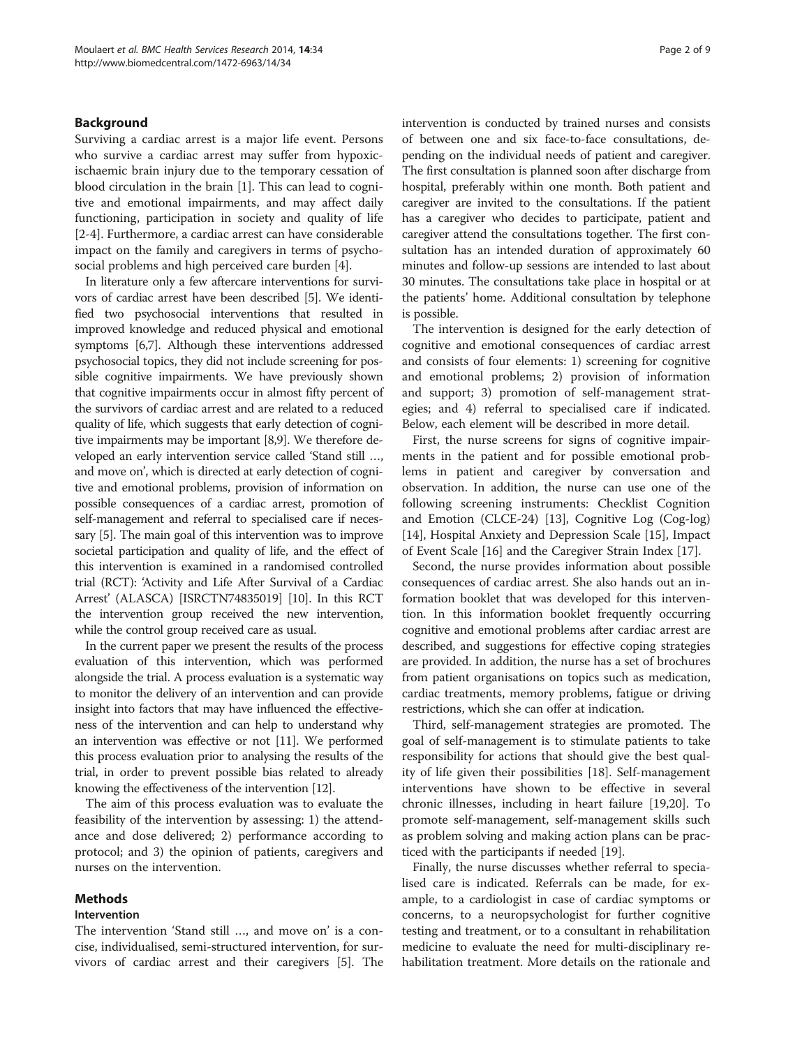## Background

Surviving a cardiac arrest is a major life event. Persons who survive a cardiac arrest may suffer from hypoxic-ischaemic brain injury due to the temporary cessation of blood circulation in the brain [1]. This can lead to cognitive and emotional impairments, and may affect daily functioning, participation in society and quality of life [2-4]. Furthermore, a cardiac arrest can have considerable impact on the family and caregivers in terms of psychosocial problems and high perceived care burden [4].

In literature only a few aftercare interventions for survivors of cardiac arrest have been described [5]. We identified two psychosocial interventions that resulted in improved knowledge and reduced physical and emotional symptoms [6,7]. Although these interventions addressed psychosocial topics, they did not include screening for possible cognitive impairments. We have previously shown that cognitive impairments occur in almost fifty percent of the survivors of cardiac arrest and are related to a reduced quality of life, which suggests that early detection of cognitive impairments may be important [8,9]. We therefore developed an early intervention service called 'Stand still …, and move on', which is directed at early detection of cognitive and emotional problems, provision of information on possible consequences of a cardiac arrest, promotion of self-management and referral to specialised care if necessary [5]. The main goal of this intervention was to improve societal participation and quality of life, and the effect of this intervention is examined in a randomised controlled trial (RCT): 'Activity and Life After Survival of a Cardiac Arrest' (ALASCA) [ISRCTN74835019] [10]. In this RCT the intervention group received the new intervention, while the control group received care as usual.

In the current paper we present the results of the process evaluation of this intervention, which was performed alongside the trial. A process evaluation is a systematic way to monitor the delivery of an intervention and can provide insight into factors that may have influenced the effectiveness of the intervention and can help to understand why an intervention was effective or not [11]. We performed this process evaluation prior to analysing the results of the trial, in order to prevent possible bias related to already knowing the effectiveness of the intervention [12].

The aim of this process evaluation was to evaluate the feasibility of the intervention by assessing: 1) the attendance and dose delivered; 2) performance according to protocol; and 3) the opinion of patients, caregivers and nurses on the intervention.

## Methods

### Intervention

The intervention 'Stand still …, and move on' is a concise, individualised, semi-structured intervention, for survivors of cardiac arrest and their caregivers [5]. The intervention is conducted by trained nurses and consists of between one and six face-to-face consultations, depending on the individual needs of patient and caregiver. The first consultation is planned soon after discharge from hospital, preferably within one month. Both patient and caregiver are invited to the consultations. If the patient has a caregiver who decides to participate, patient and caregiver attend the consultations together. The first consultation has an intended duration of approximately 60 minutes and follow-up sessions are intended to last about 30 minutes. The consultations take place in hospital or at the patients' home. Additional consultation by telephone is possible.

The intervention is designed for the early detection of cognitive and emotional consequences of cardiac arrest and consists of four elements: 1) screening for cognitive and emotional problems; 2) provision of information and support; 3) promotion of self-management strategies; and 4) referral to specialised care if indicated. Below, each element will be described in more detail.

First, the nurse screens for signs of cognitive impairments in the patient and for possible emotional problems in patient and caregiver by conversation and observation. In addition, the nurse can use one of the following screening instruments: Checklist Cognition and Emotion (CLCE-24) [13], Cognitive Log (Cog-log) [14], Hospital Anxiety and Depression Scale [15], Impact of Event Scale [16] and the Caregiver Strain Index [17].

Second, the nurse provides information about possible consequences of cardiac arrest. She also hands out an information booklet that was developed for this intervention. In this information booklet frequently occurring cognitive and emotional problems after cardiac arrest are described, and suggestions for effective coping strategies are provided. In addition, the nurse has a set of brochures from patient organisations on topics such as medication, cardiac treatments, memory problems, fatigue or driving restrictions, which she can offer at indication.

Third, self-management strategies are promoted. The goal of self-management is to stimulate patients to take responsibility for actions that should give the best quality of life given their possibilities [18]. Self-management interventions have shown to be effective in several chronic illnesses, including in heart failure [19,20]. To promote self-management, self-management skills such as problem solving and making action plans can be practiced with the participants if needed [19].

Finally, the nurse discusses whether referral to specialised care is indicated. Referrals can be made, for example, to a cardiologist in case of cardiac symptoms or concerns, to a neuropsychologist for further cognitive testing and treatment, or to a consultant in rehabilitation medicine to evaluate the need for multi-disciplinary rehabilitation treatment. More details on the rationale and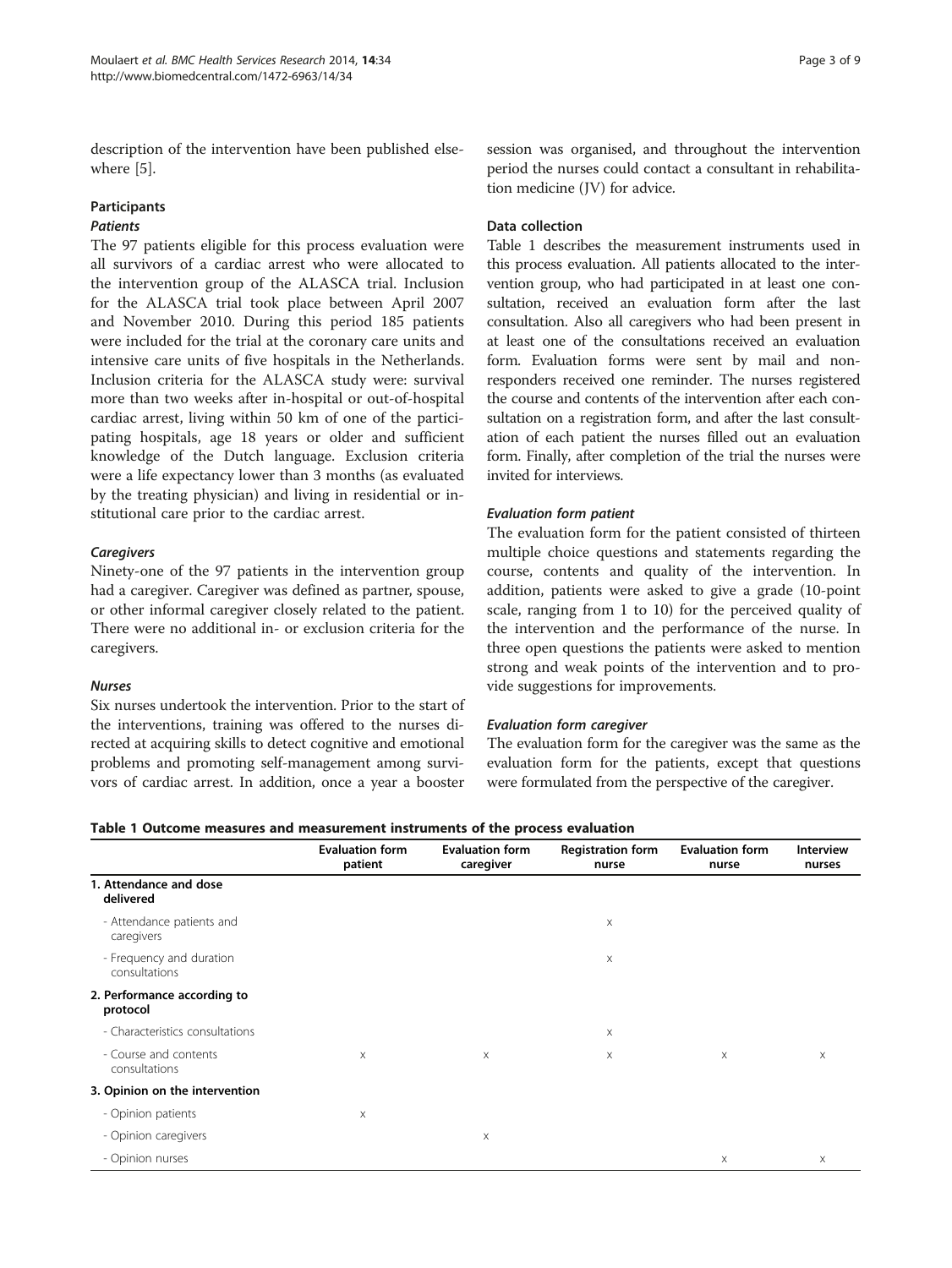description of the intervention have been published elsewhere [5].

### Participants

#### *Patients*

The 97 patients eligible for this process evaluation were all survivors of a cardiac arrest who were allocated to the intervention group of the ALASCA trial. Inclusion for the ALASCA trial took place between April 2007 and November 2010. During this period 185 patients were included for the trial at the coronary care units and intensive care units of five hospitals in the Netherlands. Inclusion criteria for the ALASCA study were: survival more than two weeks after in-hospital or out-of-hospital cardiac arrest, living within 50 km of one of the participating hospitals, age 18 years or older and sufficient knowledge of the Dutch language. Exclusion criteria were a life expectancy lower than 3 months (as evaluated by the treating physician) and living in residential or institutional care prior to the cardiac arrest.

#### *Caregivers*

Ninety-one of the 97 patients in the intervention group had a caregiver. Caregiver was defined as partner, spouse, or other informal caregiver closely related to the patient. There were no additional in- or exclusion criteria for the caregivers.

#### *Nurses*

Six nurses undertook the intervention. Prior to the start of the interventions, training was offered to the nurses directed at acquiring skills to detect cognitive and emotional problems and promoting self-management among survivors of cardiac arrest. In addition, once a year a booster session was organised, and throughout the intervention period the nurses could contact a consultant in rehabilitation medicine (JV) for advice.

### Data collection

Table 1 describes the measurement instruments used in this process evaluation. All patients allocated to the intervention group, who had participated in at least one consultation, received an evaluation form after the last consultation. Also all caregivers who had been present in at least one of the consultations received an evaluation form. Evaluation forms were sent by mail and nonresponders received one reminder. The nurses registered the course and contents of the intervention after each consultation on a registration form, and after the last consultation of each patient the nurses filled out an evaluation form. Finally, after completion of the trial the nurses were invited for interviews.

#### *Evaluation form patient*

The evaluation form for the patient consisted of thirteen multiple choice questions and statements regarding the course, contents and quality of the intervention. In addition, patients were asked to give a grade (10-point scale, ranging from 1 to 10) for the perceived quality of the intervention and the performance of the nurse. In three open questions the patients were asked to mention strong and weak points of the intervention and to provide suggestions for improvements.

#### *Evaluation form caregiver*

The evaluation form for the caregiver was the same as the evaluation form for the patients, except that questions were formulated from the perspective of the caregiver.

**Table 1 Outcome measures and measurement instruments of the process evaluation**

| | Evaluation form patient | Evaluation form caregiver | Registration form nurse | Evaluation form nurse | Interview nurses |
|---|---|---|---|---|---|
| **1. Attendance and dose delivered** | | | | | |
| - Attendance patients and caregivers | | | X | | |
| - Frequency and duration consultations | | | X | | |
| **2. Performance according to protocol** | | | | | |
| - Characteristics consultations | | | X | | |
| - Course and contents consultations | X | X | X | X | X |
| **3. Opinion on the intervention** | | | | | |
| - Opinion patients | X | | | | |
| - Opinion caregivers | | X | | | |
| - Opinion nurses | | | | X | X |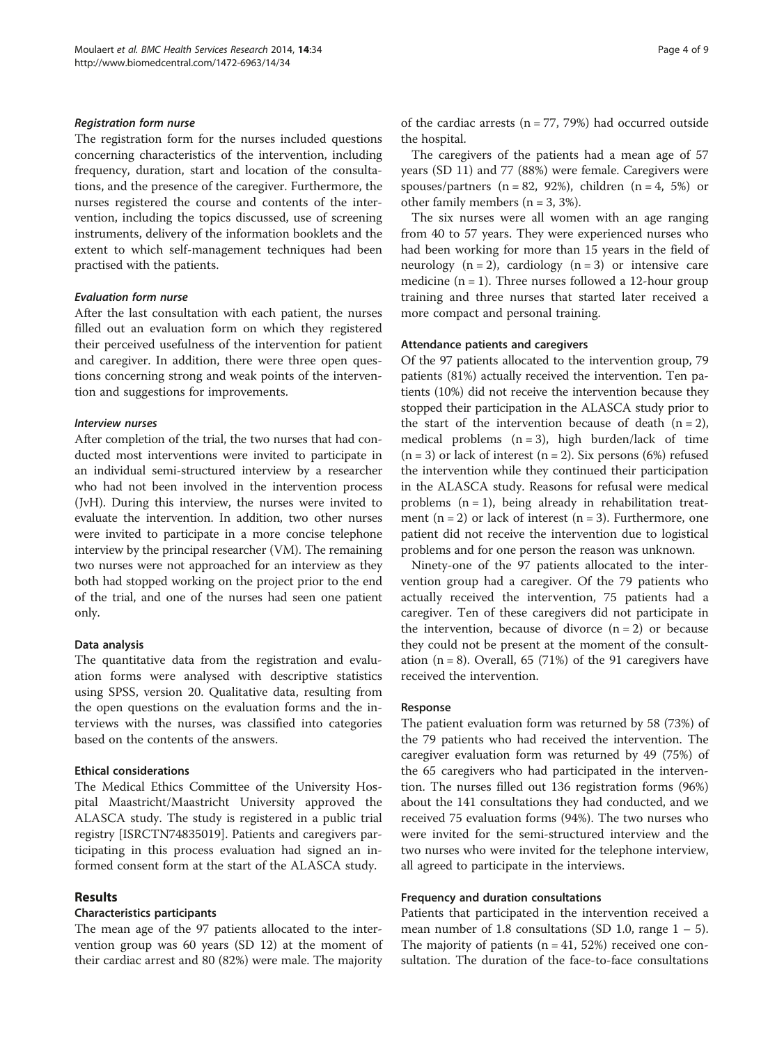#### *Registration form nurse*

The registration form for the nurses included questions concerning characteristics of the intervention, including frequency, duration, start and location of the consultations, and the presence of the caregiver. Furthermore, the nurses registered the course and contents of the intervention, including the topics discussed, use of screening instruments, delivery of the information booklets and the extent to which self-management techniques had been practised with the patients.

#### *Evaluation form nurse*

After the last consultation with each patient, the nurses filled out an evaluation form on which they registered their perceived usefulness of the intervention for patient and caregiver. In addition, there were three open questions concerning strong and weak points of the intervention and suggestions for improvements.

#### *Interview nurses*

After completion of the trial, the two nurses that had conducted most interventions were invited to participate in an individual semi-structured interview by a researcher who had not been involved in the intervention process (JvH). During this interview, the nurses were invited to evaluate the intervention. In addition, two other nurses were invited to participate in a more concise telephone interview by the principal researcher (VM). The remaining two nurses were not approached for an interview as they both had stopped working on the project prior to the end of the trial, and one of the nurses had seen one patient only.

### Data analysis

The quantitative data from the registration and evaluation forms were analysed with descriptive statistics using SPSS, version 20. Qualitative data, resulting from the open questions on the evaluation forms and the interviews with the nurses, was classified into categories based on the contents of the answers.

### Ethical considerations

The Medical Ethics Committee of the University Hospital Maastricht/Maastricht University approved the ALASCA study. The study is registered in a public trial registry [ISRCTN74835019]. Patients and caregivers participating in this process evaluation had signed an informed consent form at the start of the ALASCA study.

## Results

### Characteristics participants

The mean age of the 97 patients allocated to the intervention group was 60 years (SD 12) at the moment of their cardiac arrest and 80 (82%) were male. The majority of the cardiac arrests (n = 77, 79%) had occurred outside the hospital.

The caregivers of the patients had a mean age of 57 years (SD 11) and 77 (88%) were female. Caregivers were spouses/partners (n = 82, 92%), children (n = 4, 5%) or other family members (n = 3, 3%).

The six nurses were all women with an age ranging from 40 to 57 years. They were experienced nurses who had been working for more than 15 years in the field of neurology (n = 2), cardiology (n = 3) or intensive care medicine (n = 1). Three nurses followed a 12-hour group training and three nurses that started later received a more compact and personal training.

### Attendance patients and caregivers

Of the 97 patients allocated to the intervention group, 79 patients (81%) actually received the intervention. Ten patients (10%) did not receive the intervention because they stopped their participation in the ALASCA study prior to the start of the intervention because of death (n = 2), medical problems (n = 3), high burden/lack of time (n = 3) or lack of interest (n = 2). Six persons (6%) refused the intervention while they continued their participation in the ALASCA study. Reasons for refusal were medical problems (n = 1), being already in rehabilitation treatment (n = 2) or lack of interest (n = 3). Furthermore, one patient did not receive the intervention due to logistical problems and for one person the reason was unknown.

Ninety-one of the 97 patients allocated to the intervention group had a caregiver. Of the 79 patients who actually received the intervention, 75 patients had a caregiver. Ten of these caregivers did not participate in the intervention, because of divorce (n = 2) or because they could not be present at the moment of the consultation (n = 8). Overall, 65 (71%) of the 91 caregivers have received the intervention.

### Response

The patient evaluation form was returned by 58 (73%) of the 79 patients who had received the intervention. The caregiver evaluation form was returned by 49 (75%) of the 65 caregivers who had participated in the intervention. The nurses filled out 136 registration forms (96%) about the 141 consultations they had conducted, and we received 75 evaluation forms (94%). The two nurses who were invited for the semi-structured interview and the two nurses who were invited for the telephone interview, all agreed to participate in the interviews.

### Frequency and duration consultations

Patients that participated in the intervention received a mean number of 1.8 consultations (SD 1.0, range 1 – 5). The majority of patients (n = 41, 52%) received one consultation. The duration of the face-to-face consultations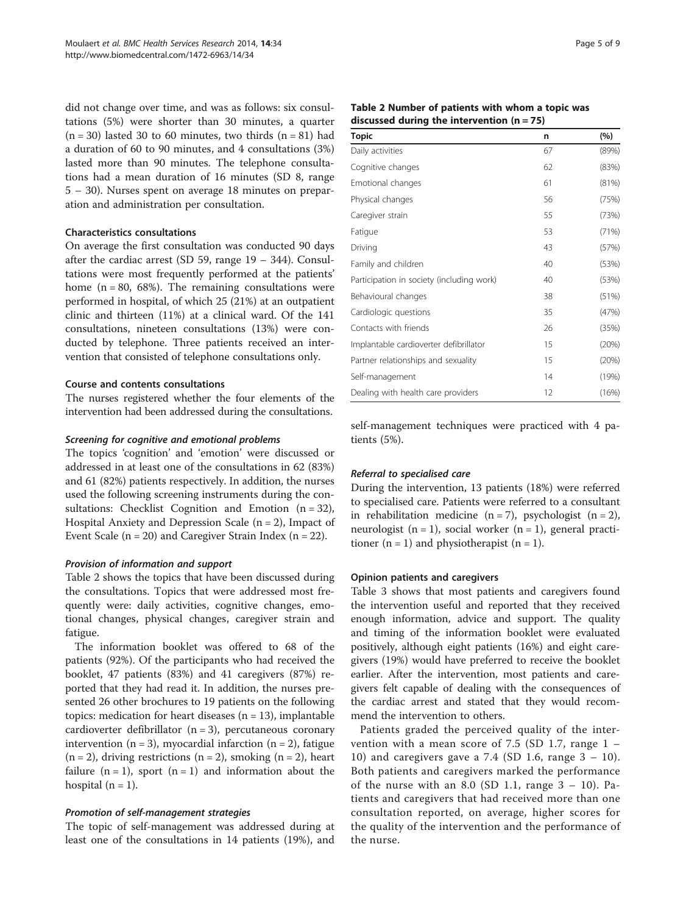did not change over time, and was as follows: six consultations (5%) were shorter than 30 minutes, a quarter (n = 30) lasted 30 to 60 minutes, two thirds (n = 81) had a duration of 60 to 90 minutes, and 4 consultations (3%) lasted more than 90 minutes. The telephone consultations had a mean duration of 16 minutes (SD 8, range 5 – 30). Nurses spent on average 18 minutes on preparation and administration per consultation.

#### Characteristics consultations

On average the first consultation was conducted 90 days after the cardiac arrest (SD 59, range 19 – 344). Consultations were most frequently performed at the patients' home (n = 80, 68%). The remaining consultations were performed in hospital, of which 25 (21%) at an outpatient clinic and thirteen (11%) at a clinical ward. Of the 141 consultations, nineteen consultations (13%) were conducted by telephone. Three patients received an intervention that consisted of telephone consultations only.

#### Course and contents consultations

The nurses registered whether the four elements of the intervention had been addressed during the consultations.

##### *Screening for cognitive and emotional problems*

The topics 'cognition' and 'emotion' were discussed or addressed in at least one of the consultations in 62 (83%) and 61 (82%) patients respectively. In addition, the nurses used the following screening instruments during the consultations: Checklist Cognition and Emotion (n = 32), Hospital Anxiety and Depression Scale (n = 2), Impact of Event Scale (n = 20) and Caregiver Strain Index (n = 22).

##### *Provision of information and support*

Table 2 shows the topics that have been discussed during the consultations. Topics that were addressed most frequently were: daily activities, cognitive changes, emotional changes, physical changes, caregiver strain and fatigue.

The information booklet was offered to 68 of the patients (92%). Of the participants who had received the booklet, 47 patients (83%) and 41 caregivers (87%) reported that they had read it. In addition, the nurses presented 26 other brochures to 19 patients on the following topics: medication for heart diseases (n = 13), implantable cardioverter defibrillator (n = 3), percutaneous coronary intervention (n = 3), myocardial infarction (n = 2), fatigue (n = 2), driving restrictions (n = 2), smoking (n = 2), heart failure (n = 1), sport (n = 1) and information about the hospital (n = 1).

##### *Promotion of self-management strategies*

The topic of self-management was addressed during at least one of the consultations in 14 patients (19%), and self-management techniques were practiced with 4 patients (5%).

**Table 2 Number of patients with whom a topic was discussed during the intervention (n = 75)**

| Topic | n | (%) |
|---|---|---|
| Daily activities | 67 | (89%) |
| Cognitive changes | 62 | (83%) |
| Emotional changes | 61 | (81%) |
| Physical changes | 56 | (75%) |
| Caregiver strain | 55 | (73%) |
| Fatigue | 53 | (71%) |
| Driving | 43 | (57%) |
| Family and children | 40 | (53%) |
| Participation in society (including work) | 40 | (53%) |
| Behavioural changes | 38 | (51%) |
| Cardiologic questions | 35 | (47%) |
| Contacts with friends | 26 | (35%) |
| Implantable cardioverter defibrillator | 15 | (20%) |
| Partner relationships and sexuality | 15 | (20%) |
| Self-management | 14 | (19%) |
| Dealing with health care providers | 12 | (16%) |

##### *Referral to specialised care*

During the intervention, 13 patients (18%) were referred to specialised care. Patients were referred to a consultant in rehabilitation medicine (n = 7), psychologist (n = 2), neurologist (n = 1), social worker (n = 1), general practitioner (n = 1) and physiotherapist (n = 1).

#### Opinion patients and caregivers

Table 3 shows that most patients and caregivers found the intervention useful and reported that they received enough information, advice and support. The quality and timing of the information booklet were evaluated positively, although eight patients (16%) and eight caregivers (19%) would have preferred to receive the booklet earlier. After the intervention, most patients and caregivers felt capable of dealing with the consequences of the cardiac arrest and stated that they would recommend the intervention to others.

Patients graded the perceived quality of the intervention with a mean score of 7.5 (SD 1.7, range 1 – 10) and caregivers gave a 7.4 (SD 1.6, range 3 – 10). Both patients and caregivers marked the performance of the nurse with an 8.0 (SD 1.1, range 3 – 10). Patients and caregivers that had received more than one consultation reported, on average, higher scores for the quality of the intervention and the performance of the nurse.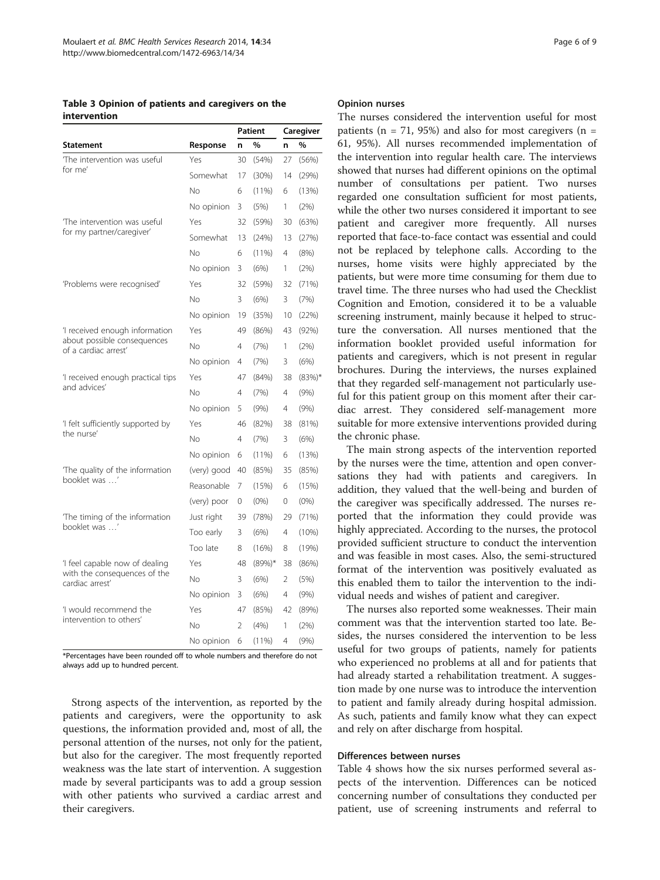**Table 3 Opinion of patients and caregivers on the intervention**

| Statement | Response | Patient | | Caregiver | |
|---|---|---|---|---|---|
| | | n | % | n | % |
| 'The intervention was useful for me' | Yes | 30 | (54%) | 27 | (56%) |
| | Somewhat | 17 | (30%) | 14 | (29%) |
| | No | 6 | (11%) | 6 | (13%) |
| | No opinion | 3 | (5%) | 1 | (2%) |
| 'The intervention was useful for my partner/caregiver' | Yes | 32 | (59%) | 30 | (63%) |
| | Somewhat | 13 | (24%) | 13 | (27%) |
| | No | 6 | (11%) | 4 | (8%) |
| | No opinion | 3 | (6%) | 1 | (2%) |
| 'Problems were recognised' | Yes | 32 | (59%) | 32 | (71%) |
| | No | 3 | (6%) | 3 | (7%) |
| | No opinion | 19 | (35%) | 10 | (22%) |
| 'I received enough information about possible consequences of a cardiac arrest' | Yes | 49 | (86%) | 43 | (92%) |
| | No | 4 | (7%) | 1 | (2%) |
| | No opinion | 4 | (7%) | 3 | (6%) |
| 'I received enough practical tips and advices' | Yes | 47 | (84%) | 38 | (83%)* |
| | No | 4 | (7%) | 4 | (9%) |
| | No opinion | 5 | (9%) | 4 | (9%) |
| 'I felt sufficiently supported by the nurse' | Yes | 46 | (82%) | 38 | (81%) |
| | No | 4 | (7%) | 3 | (6%) |
| | No opinion | 6 | (11%) | 6 | (13%) |
| 'The quality of the information booklet was …' | (very) good | 40 | (85%) | 35 | (85%) |
| | Reasonable | 7 | (15%) | 6 | (15%) |
| | (very) poor | 0 | (0%) | 0 | (0%) |
| 'The timing of the information booklet was …' | Just right | 39 | (78%) | 29 | (71%) |
| | Too early | 3 | (6%) | 4 | (10%) |
| | Too late | 8 | (16%) | 8 | (19%) |
| 'I feel capable now of dealing with the consequences of the cardiac arrest' | Yes | 48 | (89%)* | 38 | (86%) |
| | No | 3 | (6%) | 2 | (5%) |
| | No opinion | 3 | (6%) | 4 | (9%) |
| 'I would recommend the intervention to others' | Yes | 47 | (85%) | 42 | (89%) |
| | No | 2 | (4%) | 1 | (2%) |
| | No opinion | 6 | (11%) | 4 | (9%) |

*Percentages have been rounded off to whole numbers and therefore do not always add up to hundred percent.

Strong aspects of the intervention, as reported by the patients and caregivers, were the opportunity to ask questions, the information provided and, most of all, the personal attention of the nurses, not only for the patient, but also for the caregiver. The most frequently reported weakness was the late start of intervention. A suggestion made by several participants was to add a group session with other patients who survived a cardiac arrest and their caregivers.

### Opinion nurses

The nurses considered the intervention useful for most patients (n = 71, 95%) and also for most caregivers (n = 61, 95%). All nurses recommended implementation of the intervention into regular health care. The interviews showed that nurses had different opinions on the optimal number of consultations per patient. Two nurses regarded one consultation sufficient for most patients, while the other two nurses considered it important to see patient and caregiver more frequently. All nurses reported that face-to-face contact was essential and could not be replaced by telephone calls. According to the nurses, home visits were highly appreciated by the patients, but were more time consuming for them due to travel time. The three nurses who had used the Checklist Cognition and Emotion, considered it to be a valuable screening instrument, mainly because it helped to structure the conversation. All nurses mentioned that the information booklet provided useful information for patients and caregivers, which is not present in regular brochures. During the interviews, the nurses explained that they regarded self-management not particularly useful for this patient group on this moment after their cardiac arrest. They considered self-management more suitable for more extensive interventions provided during the chronic phase.

The main strong aspects of the intervention reported by the nurses were the time, attention and open conversations they had with patients and caregivers. In addition, they valued that the well-being and burden of the caregiver was specifically addressed. The nurses reported that the information they could provide was highly appreciated. According to the nurses, the protocol provided sufficient structure to conduct the intervention and was feasible in most cases. Also, the semi-structured format of the intervention was positively evaluated as this enabled them to tailor the intervention to the individual needs and wishes of patient and caregiver.

The nurses also reported some weaknesses. Their main comment was that the intervention started too late. Besides, the nurses considered the intervention to be less useful for two groups of patients, namely for patients who experienced no problems at all and for patients that had already started a rehabilitation treatment. A suggestion made by one nurse was to introduce the intervention to patient and family already during hospital admission. As such, patients and family know what they can expect and rely on after discharge from hospital.

### Differences between nurses

Table 4 shows how the six nurses performed several aspects of the intervention. Differences can be noticed concerning number of consultations they conducted per patient, use of screening instruments and referral to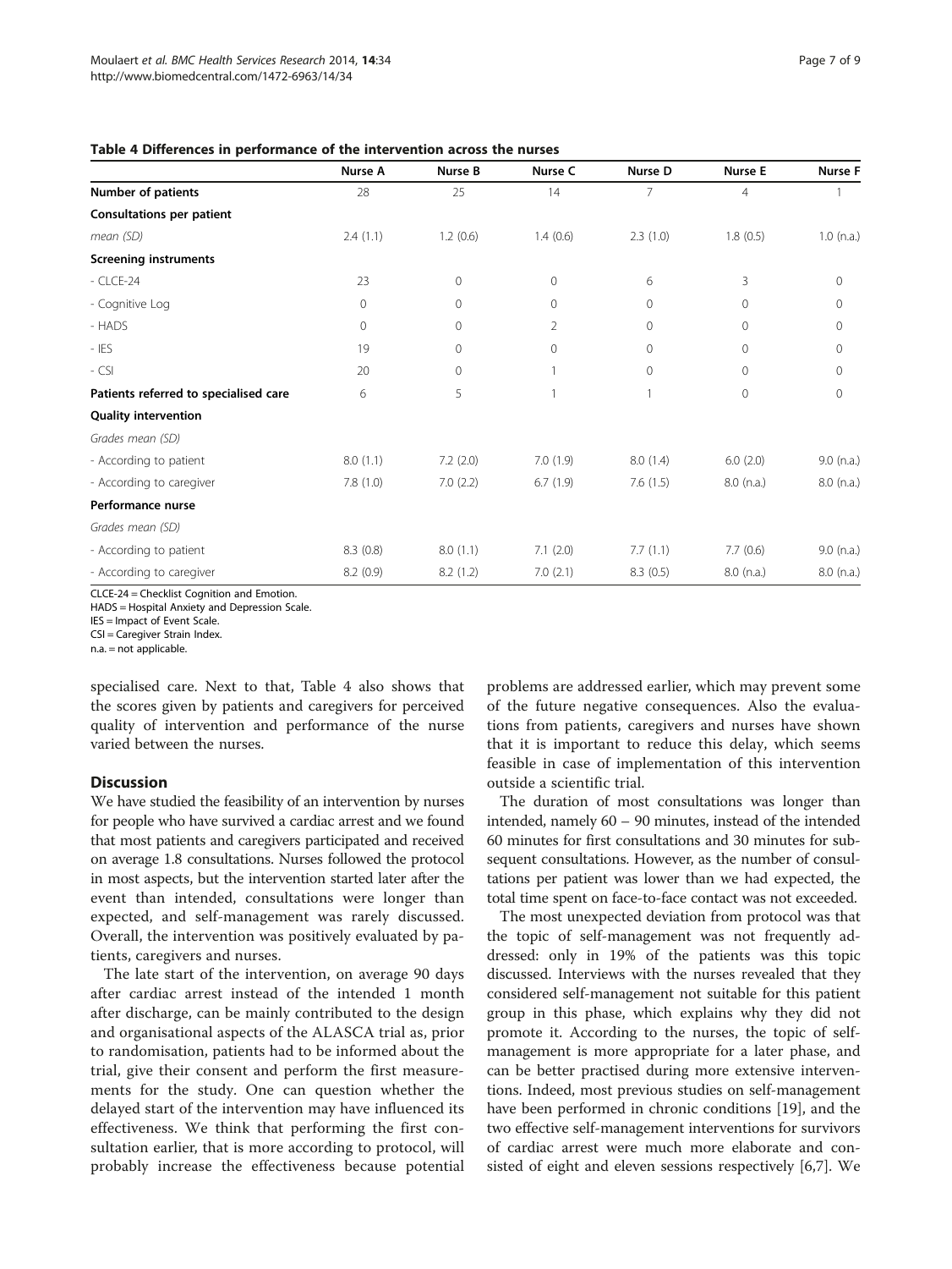**Table 4 Differences in performance of the intervention across the nurses**

| | Nurse A | Nurse B | Nurse C | Nurse D | Nurse E | Nurse F |
|---|---|---|---|---|---|---|
| **Number of patients** | 28 | 25 | 14 | 7 | 4 | 1 |
| **Consultations per patient** | | | | | | |
| *mean (SD)* | 2.4 (1.1) | 1.2 (0.6) | 1.4 (0.6) | 2.3 (1.0) | 1.8 (0.5) | 1.0 (n.a.) |
| **Screening instruments** | | | | | | |
| - CLCE-24 | 23 | 0 | 0 | 6 | 3 | 0 |
| - Cognitive Log | 0 | 0 | 0 | 0 | 0 | 0 |
| - HADS | 0 | 0 | 2 | 0 | 0 | 0 |
| - IES | 19 | 0 | 0 | 0 | 0 | 0 |
| - CSI | 20 | 0 | 1 | 0 | 0 | 0 |
| **Patients referred to specialised care** | 6 | 5 | 1 | 1 | 0 | 0 |
| **Quality intervention** | | | | | | |
| *Grades mean (SD)* | | | | | | |
| - According to patient | 8.0 (1.1) | 7.2 (2.0) | 7.0 (1.9) | 8.0 (1.4) | 6.0 (2.0) | 9.0 (n.a.) |
| - According to caregiver | 7.8 (1.0) | 7.0 (2.2) | 6.7 (1.9) | 7.6 (1.5) | 8.0 (n.a.) | 8.0 (n.a.) |
| **Performance nurse** | | | | | | |
| *Grades mean (SD)* | | | | | | |
| - According to patient | 8.3 (0.8) | 8.0 (1.1) | 7.1 (2.0) | 7.7 (1.1) | 7.7 (0.6) | 9.0 (n.a.) |
| - According to caregiver | 8.2 (0.9) | 8.2 (1.2) | 7.0 (2.1) | 8.3 (0.5) | 8.0 (n.a.) | 8.0 (n.a.) |

CLCE-24 = Checklist Cognition and Emotion.
HADS = Hospital Anxiety and Depression Scale.
IES = Impact of Event Scale.
CSI = Caregiver Strain Index.
n.a. = not applicable.

specialised care. Next to that, Table 4 also shows that the scores given by patients and caregivers for perceived quality of intervention and performance of the nurse varied between the nurses.

## Discussion

We have studied the feasibility of an intervention by nurses for people who have survived a cardiac arrest and we found that most patients and caregivers participated and received on average 1.8 consultations. Nurses followed the protocol in most aspects, but the intervention started later after the event than intended, consultations were longer than expected, and self-management was rarely discussed. Overall, the intervention was positively evaluated by patients, caregivers and nurses.

The late start of the intervention, on average 90 days after cardiac arrest instead of the intended 1 month after discharge, can be mainly contributed to the design and organisational aspects of the ALASCA trial as, prior to randomisation, patients had to be informed about the trial, give their consent and perform the first measurements for the study. One can question whether the delayed start of the intervention may have influenced its effectiveness. We think that performing the first consultation earlier, that is more according to protocol, will probably increase the effectiveness because potential problems are addressed earlier, which may prevent some of the future negative consequences. Also the evaluations from patients, caregivers and nurses have shown that it is important to reduce this delay, which seems feasible in case of implementation of this intervention outside a scientific trial.

The duration of most consultations was longer than intended, namely 60 – 90 minutes, instead of the intended 60 minutes for first consultations and 30 minutes for subsequent consultations. However, as the number of consultations per patient was lower than we had expected, the total time spent on face-to-face contact was not exceeded.

The most unexpected deviation from protocol was that the topic of self-management was not frequently addressed: only in 19% of the patients was this topic discussed. Interviews with the nurses revealed that they considered self-management not suitable for this patient group in this phase, which explains why they did not promote it. According to the nurses, the topic of self-management is more appropriate for a later phase, and can be better practised during more extensive interventions. Indeed, most previous studies on self-management have been performed in chronic conditions [19], and the two effective self-management interventions for survivors of cardiac arrest were much more elaborate and consisted of eight and eleven sessions respectively [6,7]. We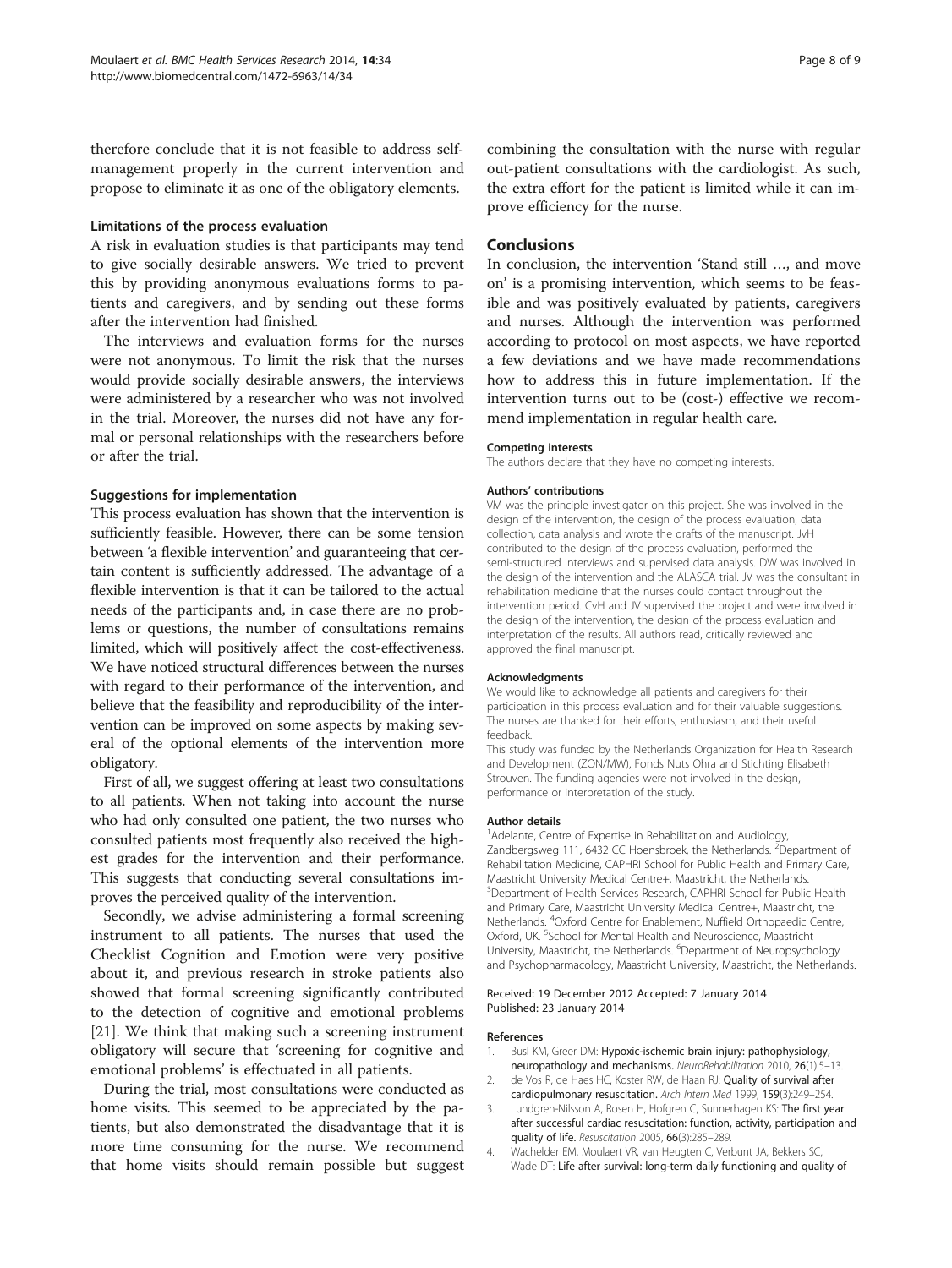therefore conclude that it is not feasible to address self-management properly in the current intervention and propose to eliminate it as one of the obligatory elements.

### Limitations of the process evaluation

A risk in evaluation studies is that participants may tend to give socially desirable answers. We tried to prevent this by providing anonymous evaluations forms to patients and caregivers, and by sending out these forms after the intervention had finished.

The interviews and evaluation forms for the nurses were not anonymous. To limit the risk that the nurses would provide socially desirable answers, the interviews were administered by a researcher who was not involved in the trial. Moreover, the nurses did not have any formal or personal relationships with the researchers before or after the trial.

### Suggestions for implementation

This process evaluation has shown that the intervention is sufficiently feasible. However, there can be some tension between 'a flexible intervention' and guaranteeing that certain content is sufficiently addressed. The advantage of a flexible intervention is that it can be tailored to the actual needs of the participants and, in case there are no problems or questions, the number of consultations remains limited, which will positively affect the cost-effectiveness. We have noticed structural differences between the nurses with regard to their performance of the intervention, and believe that the feasibility and reproducibility of the intervention can be improved on some aspects by making several of the optional elements of the intervention more obligatory.

First of all, we suggest offering at least two consultations to all patients. When not taking into account the nurse who had only consulted one patient, the two nurses who consulted patients most frequently also received the highest grades for the intervention and their performance. This suggests that conducting several consultations improves the perceived quality of the intervention.

Secondly, we advise administering a formal screening instrument to all patients. The nurses that used the Checklist Cognition and Emotion were very positive about it, and previous research in stroke patients also showed that formal screening significantly contributed to the detection of cognitive and emotional problems [21]. We think that making such a screening instrument obligatory will secure that 'screening for cognitive and emotional problems' is effectuated in all patients.

During the trial, most consultations were conducted as home visits. This seemed to be appreciated by the patients, but also demonstrated the disadvantage that it is more time consuming for the nurse. We recommend that home visits should remain possible but suggest combining the consultation with the nurse with regular out-patient consultations with the cardiologist. As such, the extra effort for the patient is limited while it can improve efficiency for the nurse.

## Conclusions

In conclusion, the intervention 'Stand still …, and move on' is a promising intervention, which seems to be feasible and was positively evaluated by patients, caregivers and nurses. Although the intervention was performed according to protocol on most aspects, we have reported a few deviations and we have made recommendations how to address this in future implementation. If the intervention turns out to be (cost-) effective we recommend implementation in regular health care.

#### Competing interests

The authors declare that they have no competing interests.

#### Authors' contributions

VM was the principle investigator on this project. She was involved in the design of the intervention, the design of the process evaluation, data collection, data analysis and wrote the drafts of the manuscript. JvH contributed to the design of the process evaluation, performed the semi-structured interviews and supervised data analysis. DW was involved in the design of the intervention and the ALASCA trial. JV was the consultant in rehabilitation medicine that the nurses could contact throughout the intervention period. CvH and JV supervised the project and were involved in the design of the intervention, the design of the process evaluation and interpretation of the results. All authors read, critically reviewed and approved the final manuscript.

#### Acknowledgments

We would like to acknowledge all patients and caregivers for their participation in this process evaluation and for their valuable suggestions. The nurses are thanked for their efforts, enthusiasm, and their useful feedback.

This study was funded by the Netherlands Organization for Health Research and Development (ZON/MW), Fonds Nuts Ohra and Stichting Elisabeth Strouven. The funding agencies were not involved in the design, performance or interpretation of the study.

#### Author details

[1]Adelante, Centre of Expertise in Rehabilitation and Audiology, Zandbergsweg 111, 6432 CC Hoensbroek, the Netherlands. [2]Department of Rehabilitation Medicine, CAPHRI School for Public Health and Primary Care, Maastricht University Medical Centre+, Maastricht, the Netherlands. [3]Department of Health Services Research, CAPHRI School for Public Health and Primary Care, Maastricht University Medical Centre+, Maastricht, the Netherlands. [4]Oxford Centre for Enablement, Nuffield Orthopaedic Centre, Oxford, UK. [5]School for Mental Health and Neuroscience, Maastricht University, Maastricht, the Netherlands. [6]Department of Neuropsychology and Psychopharmacology, Maastricht University, Maastricht, the Netherlands.

Received: 19 December 2012 Accepted: 7 January 2014
Published: 23 January 2014

#### References

1. Busl KM, Greer DM: **Hypoxic-ischemic brain injury: pathophysiology, neuropathology and mechanisms.** *NeuroRehabilitation* 2010, **26**(1):5–13.
2. de Vos R, de Haes HC, Koster RW, de Haan RJ: **Quality of survival after cardiopulmonary resuscitation.** *Arch Intern Med* 1999, **159**(3):249–254.
3. Lundgren-Nilsson A, Rosen H, Hofgren C, Sunnerhagen KS: **The first year after successful cardiac resuscitation: function, activity, participation and quality of life.** *Resuscitation* 2005, **66**(3):285–289.
4. Wachelder EM, Moulaert VR, van Heugten C, Verbunt JA, Bekkers SC, Wade DT: **Life after survival: long-term daily functioning and quality of**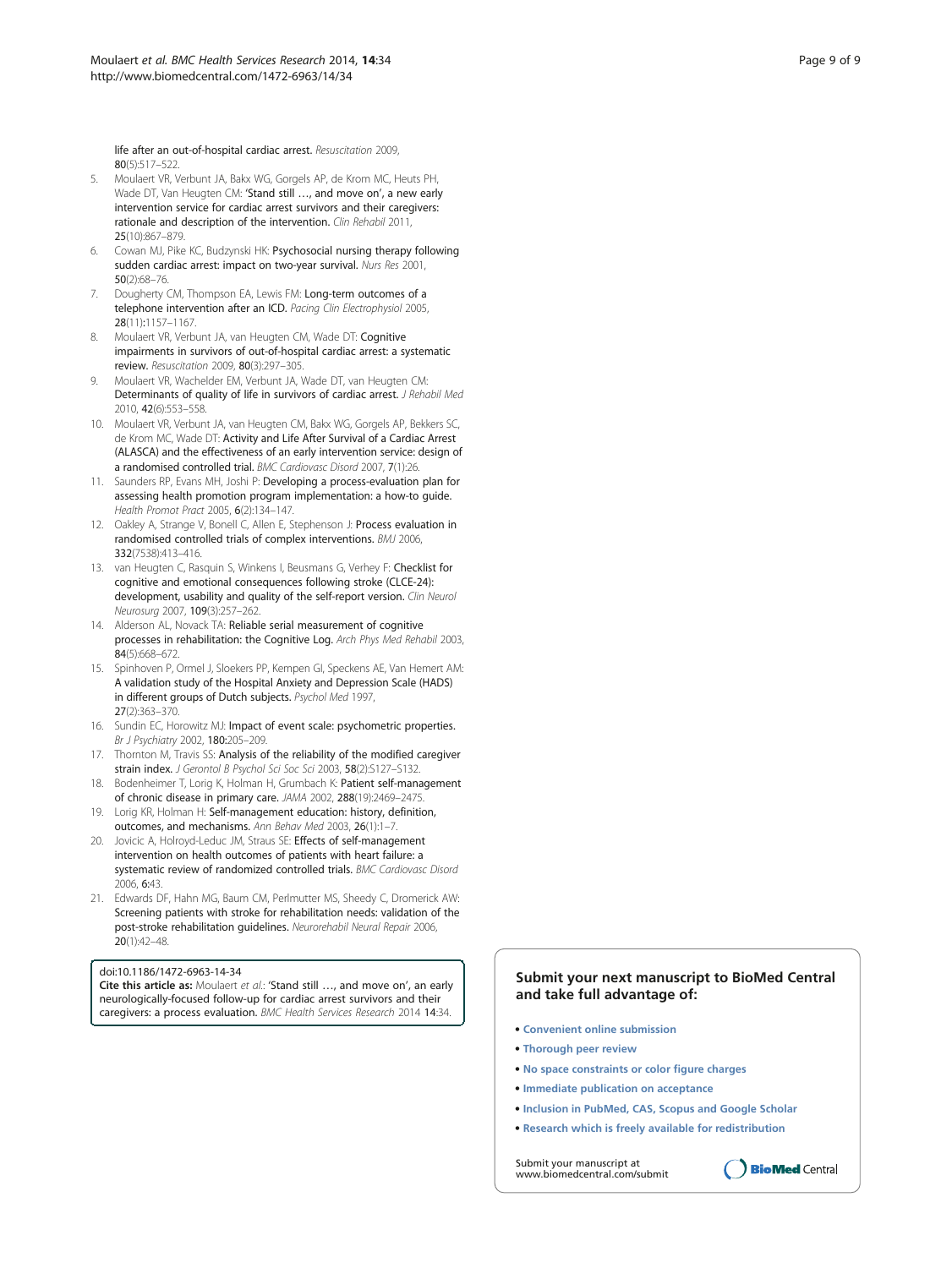life after an out-of-hospital cardiac arrest. *Resuscitation* 2009, **80**(5):517–522.

5. Moulaert VR, Verbunt JA, Bakx WG, Gorgels AP, de Krom MC, Heuts PH, Wade DT, Van Heugten CM: **'Stand still …, and move on', a new early intervention service for cardiac arrest survivors and their caregivers: rationale and description of the intervention.** *Clin Rehabil* 2011, **25**(10):867–879.
6. Cowan MJ, Pike KC, Budzynski HK: **Psychosocial nursing therapy following sudden cardiac arrest: impact on two-year survival.** *Nurs Res* 2001, **50**(2):68–76.
7. Dougherty CM, Thompson EA, Lewis FM: **Long-term outcomes of a telephone intervention after an ICD.** *Pacing Clin Electrophysiol* 2005, **28**(11):1157–1167.
8. Moulaert VR, Verbunt JA, van Heugten CM, Wade DT: **Cognitive impairments in survivors of out-of-hospital cardiac arrest: a systematic review.** *Resuscitation* 2009, **80**(3):297–305.
9. Moulaert VR, Wachelder EM, Verbunt JA, Wade DT, van Heugten CM: **Determinants of quality of life in survivors of cardiac arrest.** *J Rehabil Med* 2010, **42**(6):553–558.
10. Moulaert VR, Verbunt JA, van Heugten CM, Bakx WG, Gorgels AP, Bekkers SC, de Krom MC, Wade DT: **Activity and Life After Survival of a Cardiac Arrest (ALASCA) and the effectiveness of an early intervention service: design of a randomised controlled trial.** *BMC Cardiovasc Disord* 2007, **7**(1):26.
11. Saunders RP, Evans MH, Joshi P: **Developing a process-evaluation plan for assessing health promotion program implementation: a how-to guide.** *Health Promot Pract* 2005, **6**(2):134–147.
12. Oakley A, Strange V, Bonell C, Allen E, Stephenson J: **Process evaluation in randomised controlled trials of complex interventions.** *BMJ* 2006, **332**(7538):413–416.
13. van Heugten C, Rasquin S, Winkens I, Beusmans G, Verhey F: **Checklist for cognitive and emotional consequences following stroke (CLCE-24): development, usability and quality of the self-report version.** *Clin Neurol Neurosurg* 2007, **109**(3):257–262.
14. Alderson AL, Novack TA: **Reliable serial measurement of cognitive processes in rehabilitation: the Cognitive Log.** *Arch Phys Med Rehabil* 2003, **84**(5):668–672.
15. Spinhoven P, Ormel J, Sloekers PP, Kempen GI, Speckens AE, Van Hemert AM: **A validation study of the Hospital Anxiety and Depression Scale (HADS) in different groups of Dutch subjects.** *Psychol Med* 1997, **27**(2):363–370.
16. Sundin EC, Horowitz MJ: **Impact of event scale: psychometric properties.** *Br J Psychiatry* 2002, **180:**205–209.
17. Thornton M, Travis SS: **Analysis of the reliability of the modified caregiver strain index.** *J Gerontol B Psychol Sci Soc Sci* 2003, **58**(2):S127–S132.
18. Bodenheimer T, Lorig K, Holman H, Grumbach K: **Patient self-management of chronic disease in primary care.** *JAMA* 2002, **288**(19):2469–2475.
19. Lorig KR, Holman H: **Self-management education: history, definition, outcomes, and mechanisms.** *Ann Behav Med* 2003, **26**(1):1–7.
20. Jovicic A, Holroyd-Leduc JM, Straus SE: **Effects of self-management intervention on health outcomes of patients with heart failure: a systematic review of randomized controlled trials.** *BMC Cardiovasc Disord* 2006, **6:**43.
21. Edwards DF, Hahn MG, Baum CM, Perlmutter MS, Sheedy C, Dromerick AW: **Screening patients with stroke for rehabilitation needs: validation of the post-stroke rehabilitation guidelines.** *Neurorehabil Neural Repair* 2006, **20**(1):42–48.

doi:10.1186/1472-6963-14-34

**Cite this article as:** Moulaert *et al.*: 'Stand still …, and move on', an early neurologically-focused follow-up for cardiac arrest survivors and their caregivers: a process evaluation. *BMC Health Services Research* 2014 **14**:34.

**Submit your next manuscript to BioMed Central and take full advantage of:**

- **Convenient online submission**
- **Thorough peer review**
- **No space constraints or color figure charges**
- **Immediate publication on acceptance**
- **Inclusion in PubMed, CAS, Scopus and Google Scholar**
- **Research which is freely available for redistribution**

Submit your manuscript at
www.biomedcentral.com/submit

BioMed Central